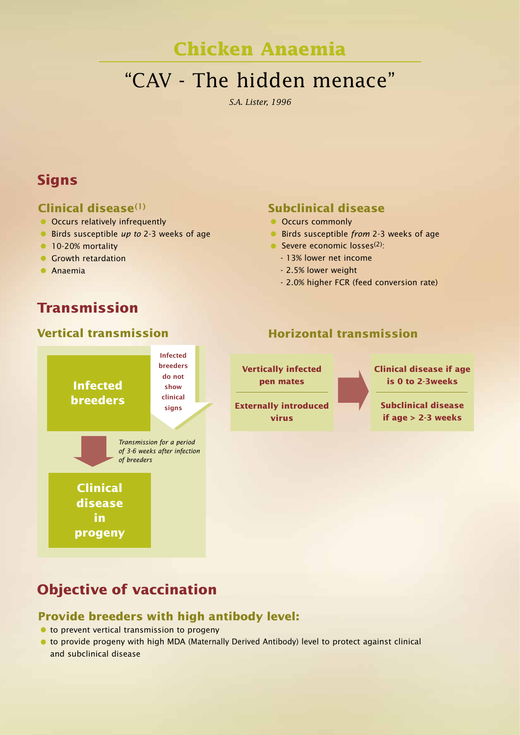# Chicken Anaemia

## "CAV - The hidden menace"

*S.A. Lister, 1996*

## Signs

### Clinical disease[1]

- Occurs relatively infrequently
- Birds susceptible *up to* 2-3 weeks of age
- 10-20% mortality
- Growth retardation
- Anaemia

### Subclinical disease

- Occurs commonly
- Birds susceptible *from* 2-3 weeks of age
- Severe economic losses[2]:
  - 13% lower net income
  - 2.5% lower weight
  - 2.0% higher FCR (feed conversion rate)

## Transmission

### Vertical transmission

**Infected breeders**

**Infected breeders do not show clinical signs**

*Transmission for a period of 3-6 weeks after infection of breeders*

**Clinical disease in progeny**

### Horizontal transmission

**Vertically infected pen mates**

**Externally introduced virus**

**Clinical disease if age is 0 to 2-3weeks**

**Subclinical disease if age > 2-3 weeks**

## Objective of vaccination

### Provide breeders with high antibody level:

- to prevent vertical transmission to progeny
- to provide progeny with high MDA (Maternally Derived Antibody) level to protect against clinical and subclinical disease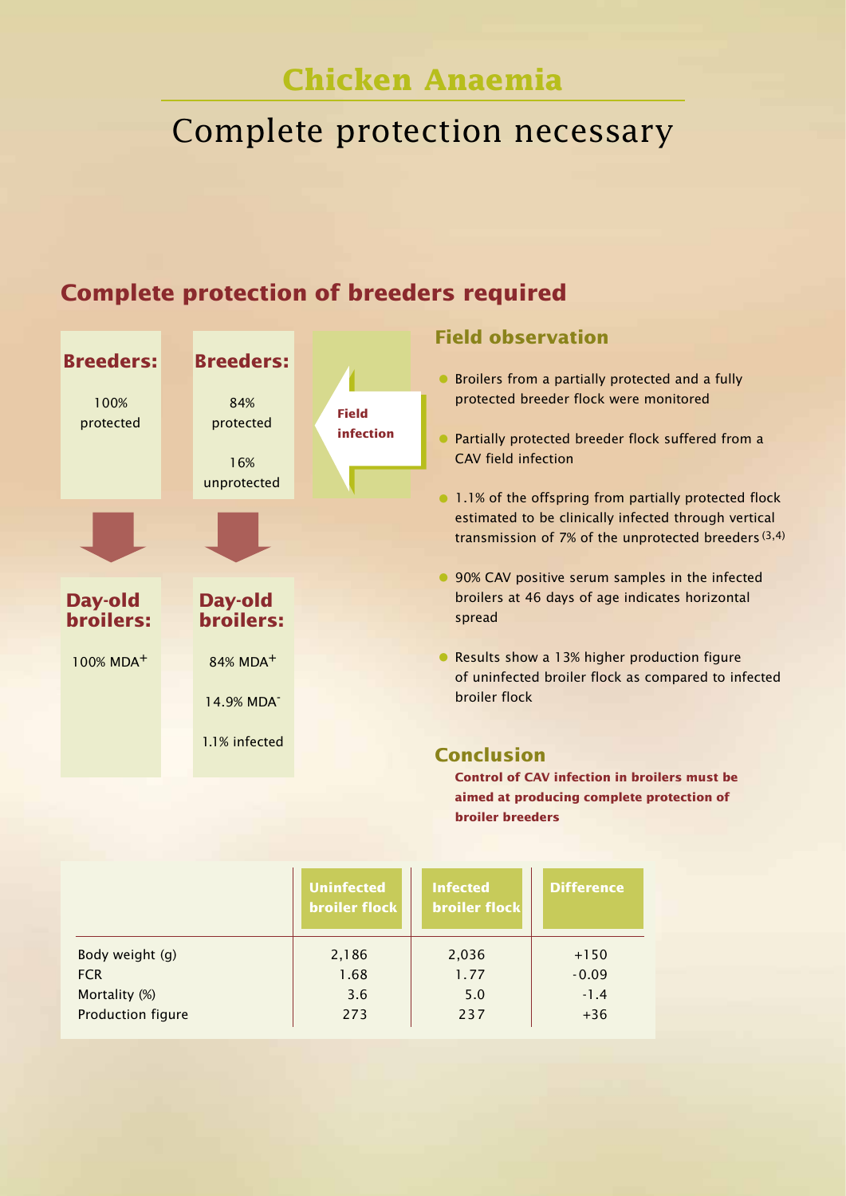# Chicken Anaemia

# Complete protection necessary

## Complete protection of breeders required

**Breeders:**

100% protected

**Day-old broilers:**

100% MDA+

**Breeders:**

84% protected

16% unprotected

**Day-old broilers:**

84% MDA+

14.9% MDA-

1.1% infected

**Field infection**

### Field observation

- Broilers from a partially protected and a fully protected breeder flock were monitored
- Partially protected breeder flock suffered from a CAV field infection
- 1.1% of the offspring from partially protected flock estimated to be clinically infected through vertical transmission of 7% of the unprotected breeders [3,4]
- 90% CAV positive serum samples in the infected broilers at 46 days of age indicates horizontal spread
- Results show a 13% higher production figure of uninfected broiler flock as compared to infected broiler flock

### Conclusion

**Control of CAV infection in broilers must be aimed at producing complete protection of broiler breeders**

| | Uninfected broiler flock | Infected broiler flock | Difference |
|---|---|---|---|
| Body weight (g) | 2,186 | 2,036 | +150 |
| FCR | 1.68 | 1.77 | -0.09 |
| Mortality (%) | 3.6 | 5.0 | -1.4 |
| Production figure | 273 | 237 | +36 |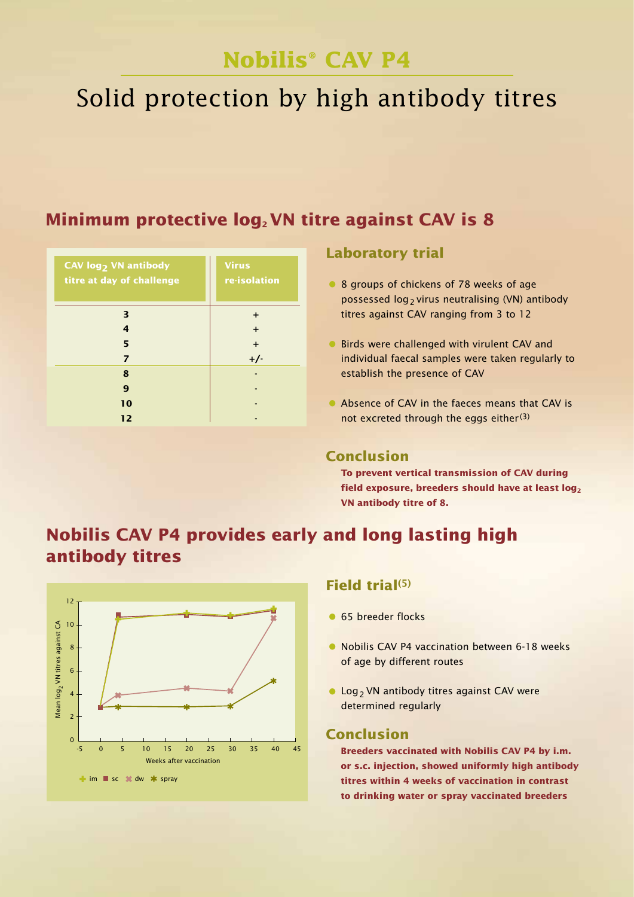# Nobilis® CAV P4

## Solid protection by high antibody titres

## Minimum protective $log_2$ VN titre against CAV is 8

| CAV $log_2$ VN antibody titre at day of challenge | Virus re-isolation |
|---|---|
| 3 | + |
| 4 | + |
| 5 | + |
| 7 | +/- |
| 8 | - |
| 9 | - |
| 10 | - |
| 12 | - |

### Laboratory trial

- 8 groups of chickens of 78 weeks of age possessed $log_2$ virus neutralising (VN) antibody titres against CAV ranging from 3 to 12
- Birds were challenged with virulent CAV and individual faecal samples were taken regularly to establish the presence of CAV
- Absence of CAV in the faeces means that CAV is not excreted through the eggs either[3]

### Conclusion

**To prevent vertical transmission of CAV during field exposure, breeders should have at least $log_2$ VN antibody titre of 8.**

## Nobilis CAV P4 provides early and long lasting high antibody titres

### Field trial[5]

- 65 breeder flocks
- Nobilis CAV P4 vaccination between 6-18 weeks of age by different routes
- $Log_2$ VN antibody titres against CAV were determined regularly

### Conclusion

**Breeders vaccinated with Nobilis CAV P4 by i.m. or s.c. injection, showed uniformly high antibody titres within 4 weeks of vaccination in contrast to drinking water or spray vaccinated breeders**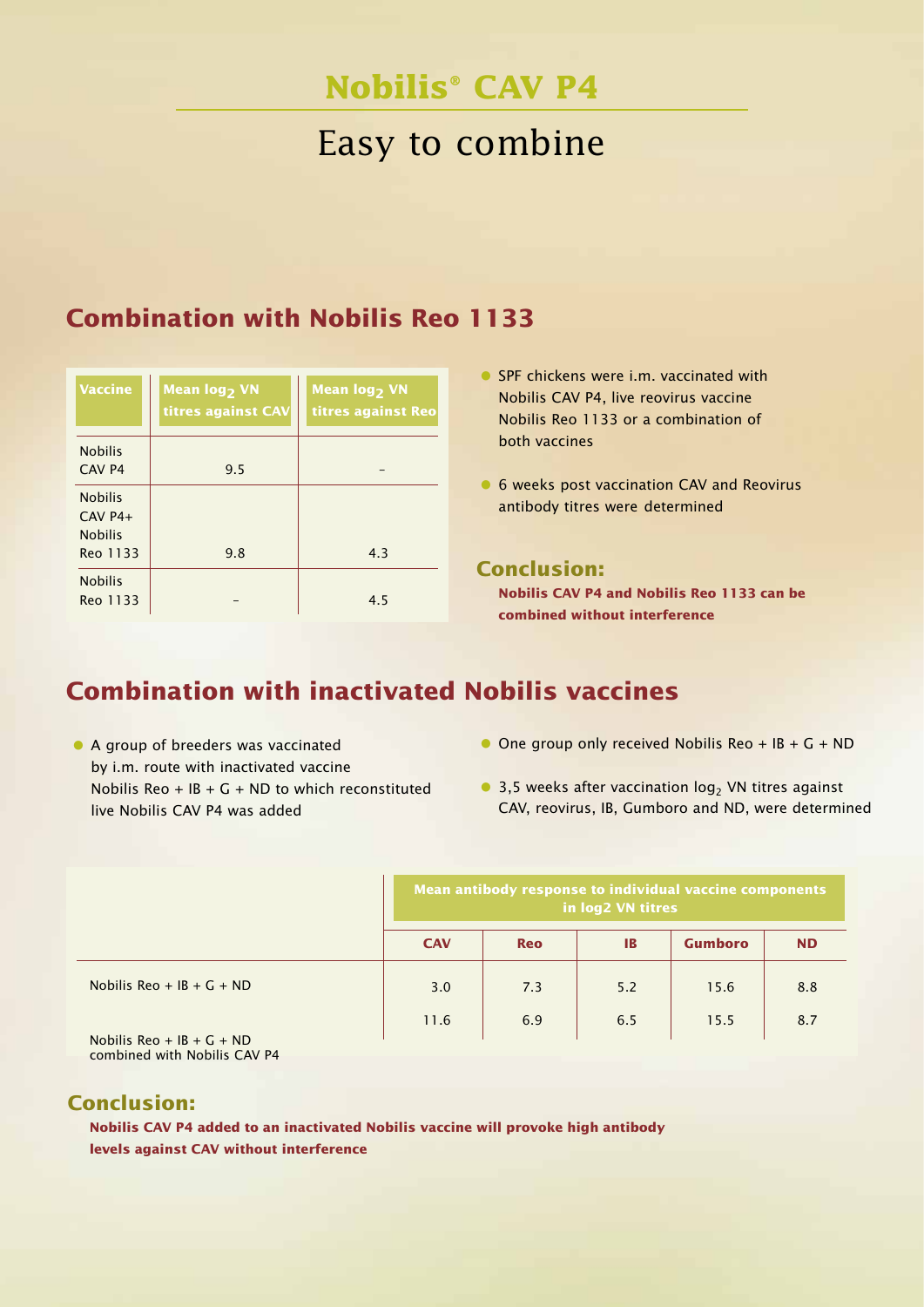# Nobilis® CAV P4

## Easy to combine

### Combination with Nobilis Reo 1133

| Vaccine | Mean $log_2$ VN titres against CAV | Mean $log_2$ VN titres against Reo |
|---|---|---|
| Nobilis CAV P4 | 9.5 | – |
| Nobilis CAV P4+ Nobilis Reo 1133 | 9.8 | 4.3 |
| Nobilis Reo 1133 | – | 4.5 |

- SPF chickens were i.m. vaccinated with Nobilis CAV P4, live reovirus vaccine Nobilis Reo 1133 or a combination of both vaccines
- 6 weeks post vaccination CAV and Reovirus antibody titres were determined

**Conclusion:**

**Nobilis CAV P4 and Nobilis Reo 1133 can be combined without interference**

### Combination with inactivated Nobilis vaccines

- A group of breeders was vaccinated by i.m. route with inactivated vaccine Nobilis Reo + IB + G + ND to which reconstituted live Nobilis CAV P4 was added
- One group only received Nobilis Reo + IB + G + ND
- 3,5 weeks after vaccination $log_2$ VN titres against CAV, reovirus, IB, Gumboro and ND, were determined

| | Mean antibody response to individual vaccine components in log2 VN titres | | | | |
|---|---|---|---|---|---|
| | **CAV** | **Reo** | **IB** | **Gumboro** | **ND** |
| Nobilis Reo + IB + G + ND | 3.0 | 7.3 | 5.2 | 15.6 | 8.8 |
| Nobilis Reo + IB + G + ND combined with Nobilis CAV P4 | 11.6 | 6.9 | 6.5 | 15.5 | 8.7 |

**Conclusion:**

**Nobilis CAV P4 added to an inactivated Nobilis vaccine will provoke high antibody levels against CAV without interference**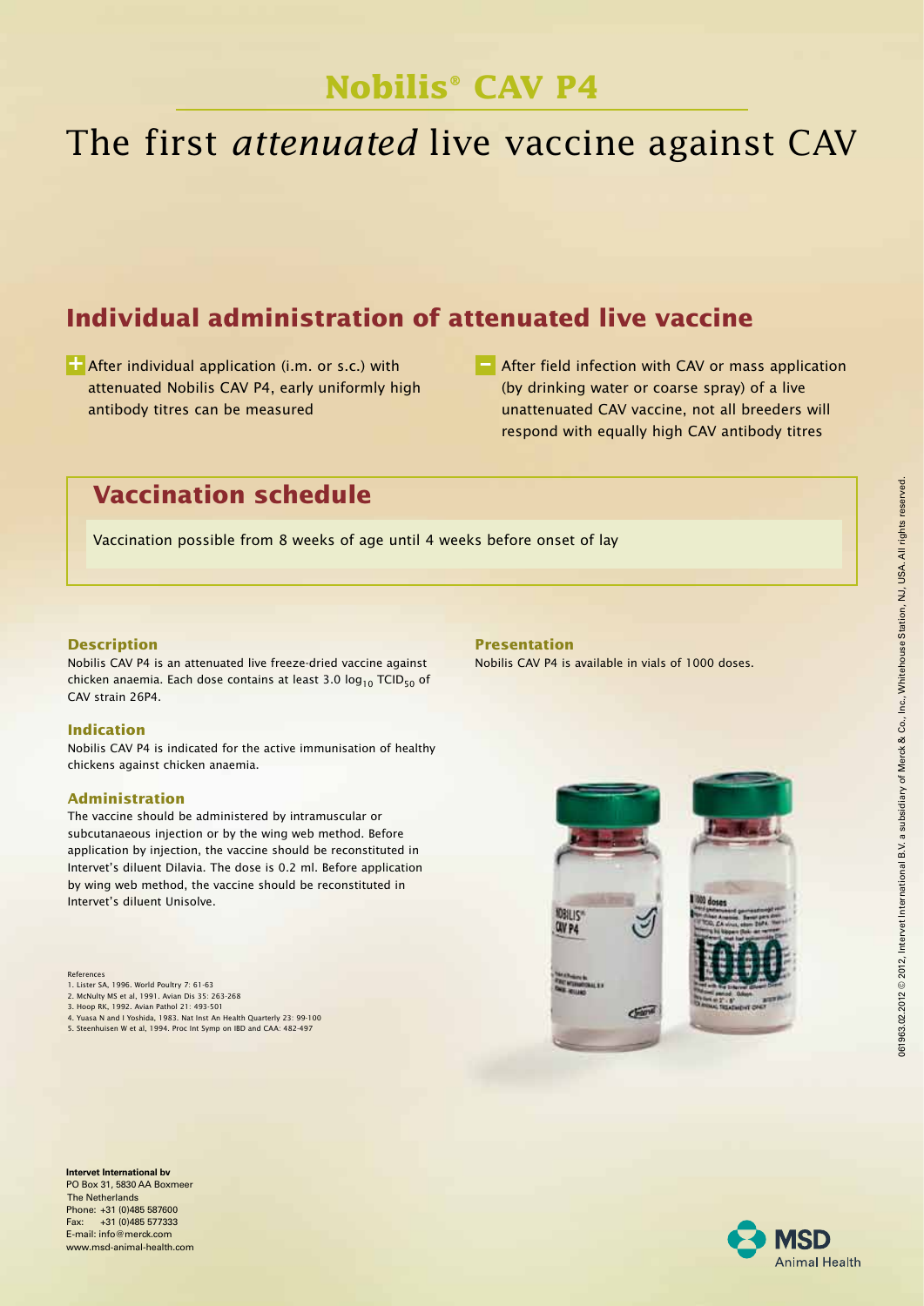# Nobilis® CAV P4

# The first *attenuated* live vaccine against CAV

## Individual administration of attenuated live vaccine

+ After individual application (i.m. or s.c.) with attenuated Nobilis CAV P4, early uniformly high antibody titres can be measured

– After field infection with CAV or mass application (by drinking water or coarse spray) of a live unattenuated CAV vaccine, not all breeders will respond with equally high CAV antibody titres

## Vaccination schedule

Vaccination possible from 8 weeks of age until 4 weeks before onset of lay

### Description

Nobilis CAV P4 is an attenuated live freeze-dried vaccine against chicken anaemia. Each dose contains at least 3.0 $\log_{10}$ $TCID_{50}$ of CAV strain 26P4.

### Indication

Nobilis CAV P4 is indicated for the active immunisation of healthy chickens against chicken anaemia.

### Administration

The vaccine should be administered by intramuscular or subcutanaeous injection or by the wing web method. Before application by injection, the vaccine should be reconstituted in Intervet's diluent Dilavia. The dose is 0.2 ml. Before application by wing web method, the vaccine should be reconstituted in Intervet's diluent Unisolve.

### Presentation

Nobilis CAV P4 is available in vials of 1000 doses.

References
1. Lister SA, 1996. World Poultry 7: 61-63
2. McNulty MS et al, 1991. Avian Dis 35: 263-268
3. Hoop RK, 1992. Avian Pathol 21: 493-501
4. Yuasa N and I Yoshida, 1983. Nat Inst An Health Quarterly 23: 99-100
5. Steenhuisen W et al, 1994. Proc Int Symp on IBD and CAA: 482-497

**Intervet International bv**
PO Box 31, 5830 AA Boxmeer
The Netherlands
Phone: +31 (0)485 587600
Fax: +31 (0)485 577333
E-mail: info@merck.com
www.msd-animal-health.com

MSD Animal Health

061963.02.2012 © 2012, Intervet International B.V. a subsidiary of Merck & Co., Inc., Whitehouse Station, NJ, USA. All rights reserved.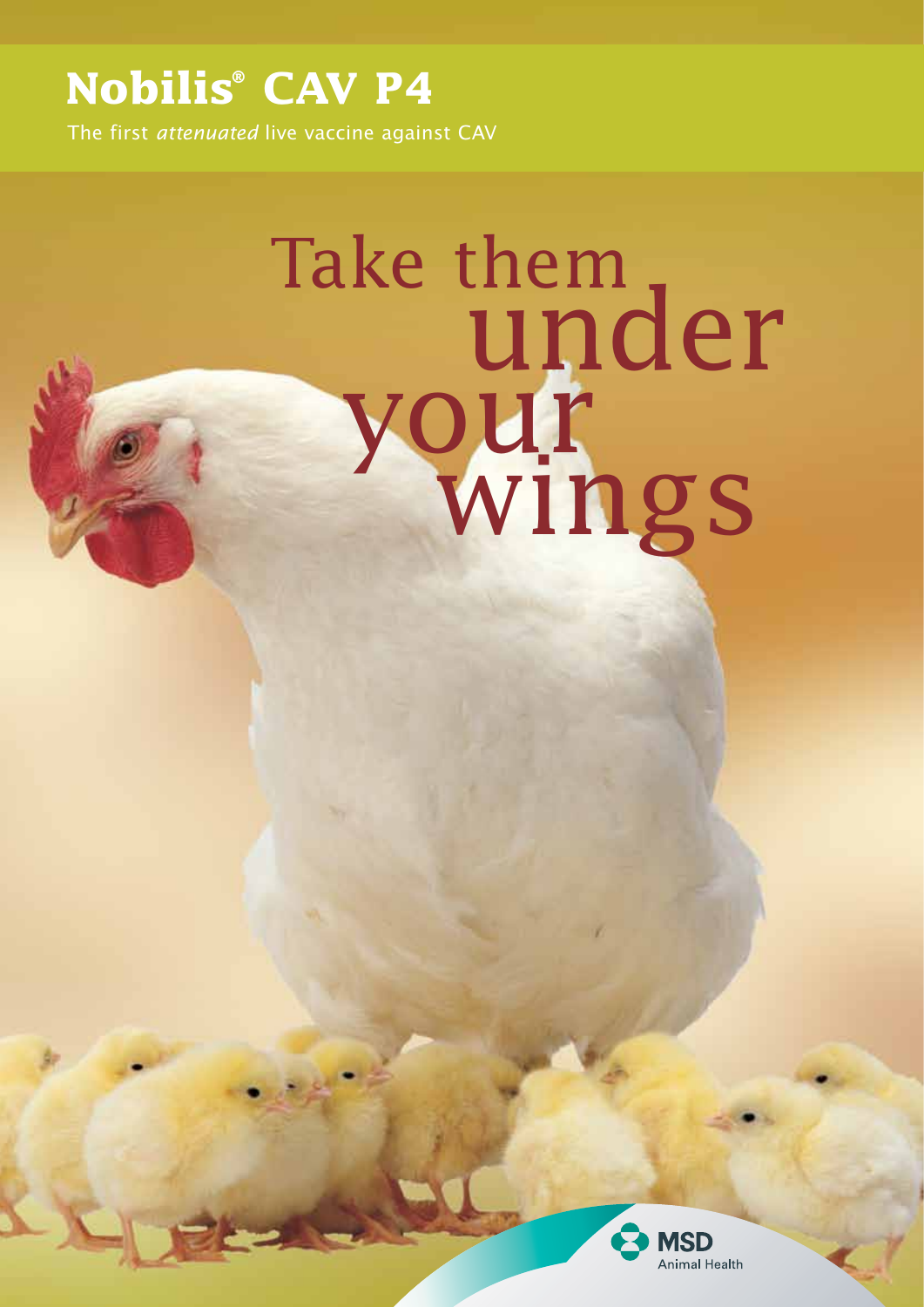# Nobilis® CAV P4

The first *attenuated* live vaccine against CAV

Take them under your wings

MSD Animal Health